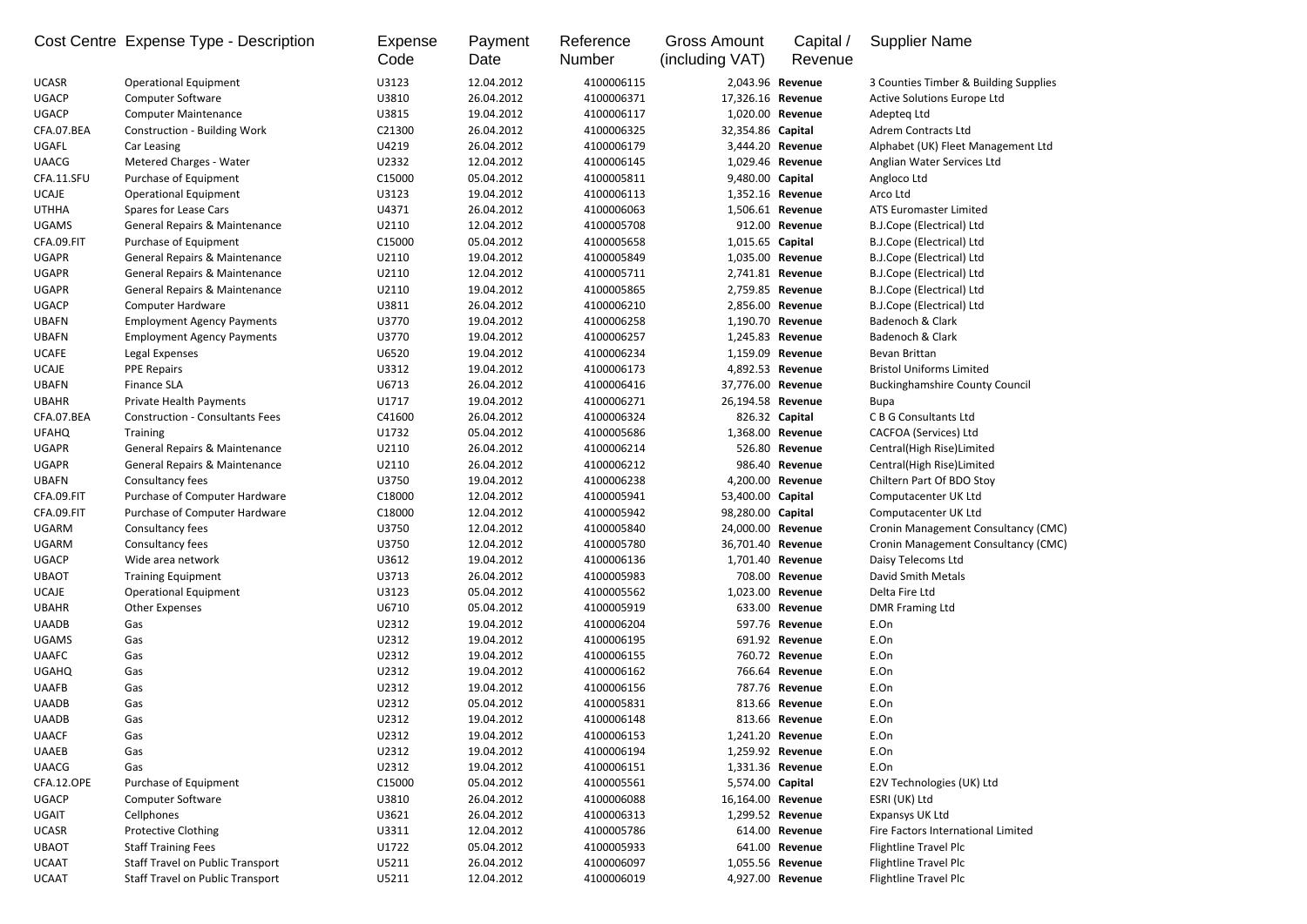| Cost Centre | Expense Type - Description | Expense Code | Payment Date | Reference Number | Gross Amount (including VAT) | Capital / Revenue | Supplier Name |
|---|---|---|---|---|---|---|---|
| UCASR | Operational Equipment | U3123 | 12.04.2012 | 4100006115 | 2,043.96 | **Revenue** | 3 Counties Timber & Building Supplies |
| UGACP | Computer Software | U3810 | 26.04.2012 | 4100006371 | 17,326.16 | **Revenue** | Active Solutions Europe Ltd |
| UGACP | Computer Maintenance | U3815 | 19.04.2012 | 4100006117 | 1,020.00 | **Revenue** | Adepteq Ltd |
| CFA.07.BEA | Construction - Building Work | C21300 | 26.04.2012 | 4100006325 | 32,354.86 | **Capital** | Adrem Contracts Ltd |
| UGAFL | Car Leasing | U4219 | 26.04.2012 | 4100006179 | 3,444.20 | **Revenue** | Alphabet (UK) Fleet Management Ltd |
| UAACG | Metered Charges - Water | U2332 | 12.04.2012 | 4100006145 | 1,029.46 | **Revenue** | Anglian Water Services Ltd |
| CFA.11.SFU | Purchase of Equipment | C15000 | 05.04.2012 | 4100005811 | 9,480.00 | **Capital** | Angloco Ltd |
| UCAJE | Operational Equipment | U3123 | 19.04.2012 | 4100006113 | 1,352.16 | **Revenue** | Arco Ltd |
| UTHHA | Spares for Lease Cars | U4371 | 26.04.2012 | 4100006063 | 1,506.61 | **Revenue** | ATS Euromaster Limited |
| UGAMS | General Repairs & Maintenance | U2110 | 12.04.2012 | 4100005708 | 912.00 | **Revenue** | B.J.Cope (Electrical) Ltd |
| CFA.09.FIT | Purchase of Equipment | C15000 | 05.04.2012 | 4100005658 | 1,015.65 | **Capital** | B.J.Cope (Electrical) Ltd |
| UGAPR | General Repairs & Maintenance | U2110 | 19.04.2012 | 4100005849 | 1,035.00 | **Revenue** | B.J.Cope (Electrical) Ltd |
| UGAPR | General Repairs & Maintenance | U2110 | 12.04.2012 | 4100005711 | 2,741.81 | **Revenue** | B.J.Cope (Electrical) Ltd |
| UGAPR | General Repairs & Maintenance | U2110 | 19.04.2012 | 4100005865 | 2,759.85 | **Revenue** | B.J.Cope (Electrical) Ltd |
| UGACP | Computer Hardware | U3811 | 26.04.2012 | 4100006210 | 2,856.00 | **Revenue** | B.J.Cope (Electrical) Ltd |
| UBAFN | Employment Agency Payments | U3770 | 19.04.2012 | 4100006258 | 1,190.70 | **Revenue** | Badenoch & Clark |
| UBAFN | Employment Agency Payments | U3770 | 19.04.2012 | 4100006257 | 1,245.83 | **Revenue** | Badenoch & Clark |
| UCAFE | Legal Expenses | U6520 | 19.04.2012 | 4100006234 | 1,159.09 | **Revenue** | Bevan Brittan |
| UCAJE | PPE Repairs | U3312 | 19.04.2012 | 4100006173 | 4,892.53 | **Revenue** | Bristol Uniforms Limited |
| UBAFN | Finance SLA | U6713 | 26.04.2012 | 4100006416 | 37,776.00 | **Revenue** | Buckinghamshire County Council |
| UBAHR | Private Health Payments | U1717 | 19.04.2012 | 4100006271 | 26,194.58 | **Revenue** | Bupa |
| CFA.07.BEA | Construction - Consultants Fees | C41600 | 26.04.2012 | 4100006324 | 826.32 | **Capital** | C B G Consultants Ltd |
| UFAHQ | Training | U1732 | 05.04.2012 | 4100005686 | 1,368.00 | **Revenue** | CACFOA (Services) Ltd |
| UGAPR | General Repairs & Maintenance | U2110 | 26.04.2012 | 4100006214 | 526.80 | **Revenue** | Central(High Rise)Limited |
| UGAPR | General Repairs & Maintenance | U2110 | 26.04.2012 | 4100006212 | 986.40 | **Revenue** | Central(High Rise)Limited |
| UBAFN | Consultancy fees | U3750 | 19.04.2012 | 4100006238 | 4,200.00 | **Revenue** | Chiltern Part Of BDO Stoy |
| CFA.09.FIT | Purchase of Computer Hardware | C18000 | 12.04.2012 | 4100005941 | 53,400.00 | **Capital** | Computacenter UK Ltd |
| CFA.09.FIT | Purchase of Computer Hardware | C18000 | 12.04.2012 | 4100005942 | 98,280.00 | **Capital** | Computacenter UK Ltd |
| UGARM | Consultancy fees | U3750 | 12.04.2012 | 4100005840 | 24,000.00 | **Revenue** | Cronin Management Consultancy (CMC) |
| UGARM | Consultancy fees | U3750 | 12.04.2012 | 4100005780 | 36,701.40 | **Revenue** | Cronin Management Consultancy (CMC) |
| UGACP | Wide area network | U3612 | 19.04.2012 | 4100006136 | 1,701.40 | **Revenue** | Daisy Telecoms Ltd |
| UBAOT | Training Equipment | U3713 | 26.04.2012 | 4100005983 | 708.00 | **Revenue** | David Smith Metals |
| UCAJE | Operational Equipment | U3123 | 05.04.2012 | 4100005562 | 1,023.00 | **Revenue** | Delta Fire Ltd |
| UBAHR | Other Expenses | U6710 | 05.04.2012 | 4100005919 | 633.00 | **Revenue** | DMR Framing Ltd |
| UAADB | Gas | U2312 | 19.04.2012 | 4100006204 | 597.76 | **Revenue** | E.On |
| UGAMS | Gas | U2312 | 19.04.2012 | 4100006195 | 691.92 | **Revenue** | E.On |
| UAAFC | Gas | U2312 | 19.04.2012 | 4100006155 | 760.72 | **Revenue** | E.On |
| UGAHQ | Gas | U2312 | 19.04.2012 | 4100006162 | 766.64 | **Revenue** | E.On |
| UAAFB | Gas | U2312 | 19.04.2012 | 4100006156 | 787.76 | **Revenue** | E.On |
| UAADB | Gas | U2312 | 05.04.2012 | 4100005831 | 813.66 | **Revenue** | E.On |
| UAADB | Gas | U2312 | 19.04.2012 | 4100006148 | 813.66 | **Revenue** | E.On |
| UAACF | Gas | U2312 | 19.04.2012 | 4100006153 | 1,241.20 | **Revenue** | E.On |
| UAAEB | Gas | U2312 | 19.04.2012 | 4100006194 | 1,259.92 | **Revenue** | E.On |
| UAACG | Gas | U2312 | 19.04.2012 | 4100006151 | 1,331.36 | **Revenue** | E.On |
| CFA.12.OPE | Purchase of Equipment | C15000 | 05.04.2012 | 4100005561 | 5,574.00 | **Capital** | E2V Technologies (UK) Ltd |
| UGACP | Computer Software | U3810 | 26.04.2012 | 4100006088 | 16,164.00 | **Revenue** | ESRI (UK) Ltd |
| UGAIT | Cellphones | U3621 | 26.04.2012 | 4100006313 | 1,299.52 | **Revenue** | Expansys UK Ltd |
| UCASR | Protective Clothing | U3311 | 12.04.2012 | 4100005786 | 614.00 | **Revenue** | Fire Factors International Limited |
| UBAOT | Staff Training Fees | U1722 | 05.04.2012 | 4100005933 | 641.00 | **Revenue** | Flightline Travel Plc |
| UCAAT | Staff Travel on Public Transport | U5211 | 26.04.2012 | 4100006097 | 1,055.56 | **Revenue** | Flightline Travel Plc |
| UCAAT | Staff Travel on Public Transport | U5211 | 12.04.2012 | 4100006019 | 4,927.00 | **Revenue** | Flightline Travel Plc |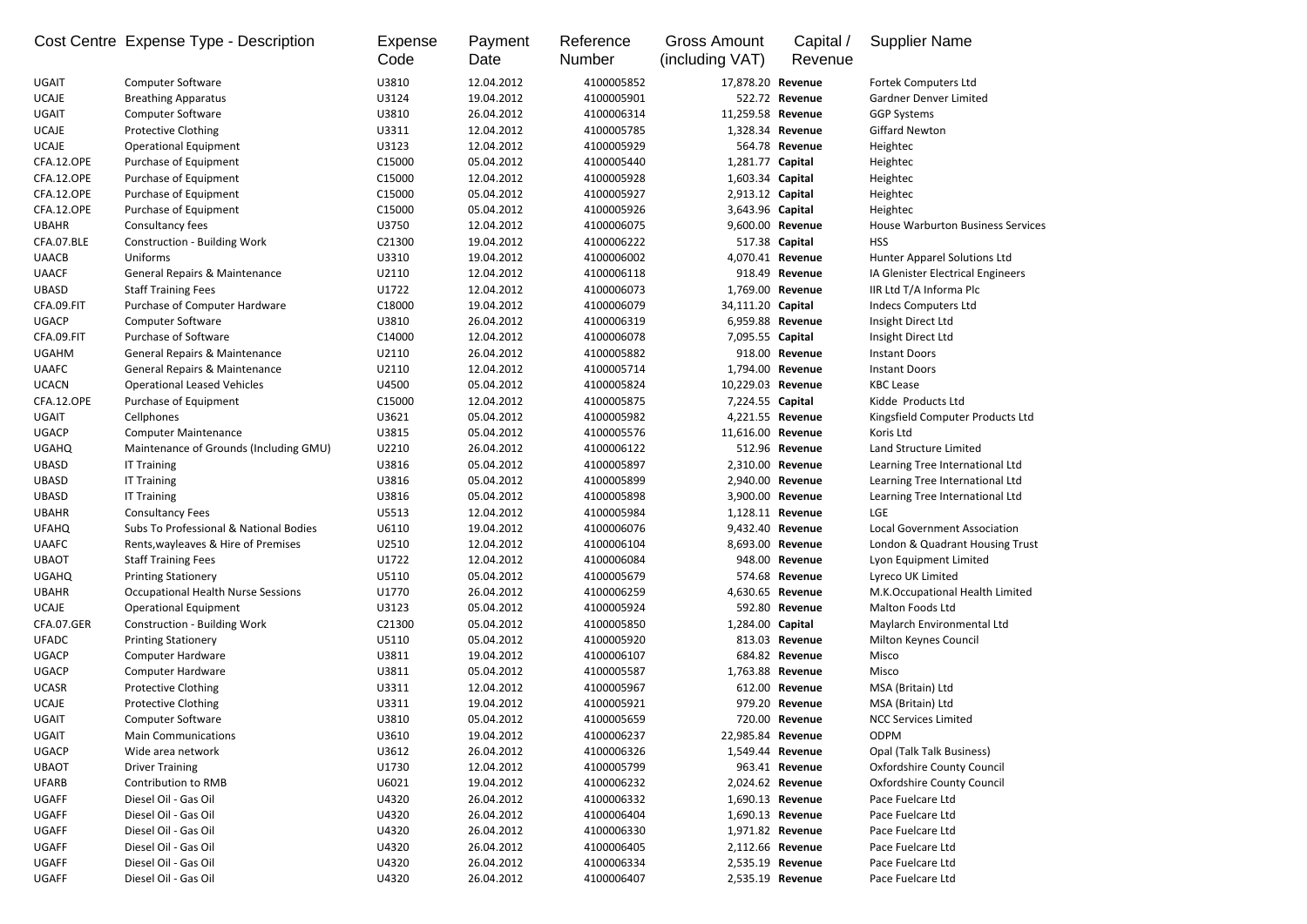| Cost Centre | Expense Type - Description | Expense Code | Payment Date | Reference Number | Gross Amount (including VAT) | Capital / Revenue | Supplier Name |
|---|---|---|---|---|---|---|---|
| UGAIT | Computer Software | U3810 | 12.04.2012 | 4100005852 | 17,878.20 | **Revenue** | Fortek Computers Ltd |
| UCAJE | Breathing Apparatus | U3124 | 19.04.2012 | 4100005901 | 522.72 | **Revenue** | Gardner Denver Limited |
| UGAIT | Computer Software | U3810 | 26.04.2012 | 4100006314 | 11,259.58 | **Revenue** | GGP Systems |
| UCAJE | Protective Clothing | U3311 | 12.04.2012 | 4100005785 | 1,328.34 | **Revenue** | Giffard Newton |
| UCAJE | Operational Equipment | U3123 | 12.04.2012 | 4100005929 | 564.78 | **Revenue** | Heightec |
| CFA.12.OPE | Purchase of Equipment | C15000 | 05.04.2012 | 4100005440 | 1,281.77 | **Capital** | Heightec |
| CFA.12.OPE | Purchase of Equipment | C15000 | 12.04.2012 | 4100005928 | 1,603.34 | **Capital** | Heightec |
| CFA.12.OPE | Purchase of Equipment | C15000 | 05.04.2012 | 4100005927 | 2,913.12 | **Capital** | Heightec |
| CFA.12.OPE | Purchase of Equipment | C15000 | 05.04.2012 | 4100005926 | 3,643.96 | **Capital** | Heightec |
| UBAHR | Consultancy fees | U3750 | 12.04.2012 | 4100006075 | 9,600.00 | **Revenue** | House Warburton Business Services |
| CFA.07.BLE | Construction - Building Work | C21300 | 19.04.2012 | 4100006222 | 517.38 | **Capital** | HSS |
| UAACB | Uniforms | U3310 | 19.04.2012 | 4100006002 | 4,070.41 | **Revenue** | Hunter Apparel Solutions Ltd |
| UAACF | General Repairs & Maintenance | U2110 | 12.04.2012 | 4100006118 | 918.49 | **Revenue** | IA Glenister Electrical Engineers |
| UBASD | Staff Training Fees | U1722 | 12.04.2012 | 4100006073 | 1,769.00 | **Revenue** | IIR Ltd T/A Informa Plc |
| CFA.09.FIT | Purchase of Computer Hardware | C18000 | 19.04.2012 | 4100006079 | 34,111.20 | **Capital** | Indecs Computers Ltd |
| UGACP | Computer Software | U3810 | 26.04.2012 | 4100006319 | 6,959.88 | **Revenue** | Insight Direct Ltd |
| CFA.09.FIT | Purchase of Software | C14000 | 12.04.2012 | 4100006078 | 7,095.55 | **Capital** | Insight Direct Ltd |
| UGAHM | General Repairs & Maintenance | U2110 | 26.04.2012 | 4100005882 | 918.00 | **Revenue** | Instant Doors |
| UAAFC | General Repairs & Maintenance | U2110 | 12.04.2012 | 4100005714 | 1,794.00 | **Revenue** | Instant Doors |
| UCACN | Operational Leased Vehicles | U4500 | 05.04.2012 | 4100005824 | 10,229.03 | **Revenue** | KBC Lease |
| CFA.12.OPE | Purchase of Equipment | C15000 | 12.04.2012 | 4100005875 | 7,224.55 | **Capital** | Kidde Products Ltd |
| UGAIT | Cellphones | U3621 | 05.04.2012 | 4100005982 | 4,221.55 | **Revenue** | Kingsfield Computer Products Ltd |
| UGACP | Computer Maintenance | U3815 | 05.04.2012 | 4100005576 | 11,616.00 | **Revenue** | Koris Ltd |
| UGAHQ | Maintenance of Grounds (Including GMU) | U2210 | 26.04.2012 | 4100006122 | 512.96 | **Revenue** | Land Structure Limited |
| UBASD | IT Training | U3816 | 05.04.2012 | 4100005897 | 2,310.00 | **Revenue** | Learning Tree International Ltd |
| UBASD | IT Training | U3816 | 05.04.2012 | 4100005899 | 2,940.00 | **Revenue** | Learning Tree International Ltd |
| UBASD | IT Training | U3816 | 05.04.2012 | 4100005898 | 3,900.00 | **Revenue** | Learning Tree International Ltd |
| UBAHR | Consultancy Fees | U5513 | 12.04.2012 | 4100005984 | 1,128.11 | **Revenue** | LGE |
| UFAHQ | Subs To Professional & National Bodies | U6110 | 19.04.2012 | 4100006076 | 9,432.40 | **Revenue** | Local Government Association |
| UAAFC | Rents,wayleaves & Hire of Premises | U2510 | 12.04.2012 | 4100006104 | 8,693.00 | **Revenue** | London & Quadrant Housing Trust |
| UBAOT | Staff Training Fees | U1722 | 12.04.2012 | 4100006084 | 948.00 | **Revenue** | Lyon Equipment Limited |
| UGAHQ | Printing Stationery | U5110 | 05.04.2012 | 4100005679 | 574.68 | **Revenue** | Lyreco UK Limited |
| UBAHR | Occupational Health Nurse Sessions | U1770 | 26.04.2012 | 4100006259 | 4,630.65 | **Revenue** | M.K.Occupational Health Limited |
| UCAJE | Operational Equipment | U3123 | 05.04.2012 | 4100005924 | 592.80 | **Revenue** | Malton Foods Ltd |
| CFA.07.GER | Construction - Building Work | C21300 | 05.04.2012 | 4100005850 | 1,284.00 | **Capital** | Maylarch Environmental Ltd |
| UFADC | Printing Stationery | U5110 | 05.04.2012 | 4100005920 | 813.03 | **Revenue** | Milton Keynes Council |
| UGACP | Computer Hardware | U3811 | 19.04.2012 | 4100006107 | 684.82 | **Revenue** | Misco |
| UGACP | Computer Hardware | U3811 | 05.04.2012 | 4100005587 | 1,763.88 | **Revenue** | Misco |
| UCASR | Protective Clothing | U3311 | 12.04.2012 | 4100005967 | 612.00 | **Revenue** | MSA (Britain) Ltd |
| UCAJE | Protective Clothing | U3311 | 19.04.2012 | 4100005921 | 979.20 | **Revenue** | MSA (Britain) Ltd |
| UGAIT | Computer Software | U3810 | 05.04.2012 | 4100005659 | 720.00 | **Revenue** | NCC Services Limited |
| UGAIT | Main Communications | U3610 | 19.04.2012 | 4100006237 | 22,985.84 | **Revenue** | ODPM |
| UGACP | Wide area network | U3612 | 26.04.2012 | 4100006326 | 1,549.44 | **Revenue** | Opal (Talk Talk Business) |
| UBAOT | Driver Training | U1730 | 12.04.2012 | 4100005799 | 963.41 | **Revenue** | Oxfordshire County Council |
| UFARB | Contribution to RMB | U6021 | 19.04.2012 | 4100006232 | 2,024.62 | **Revenue** | Oxfordshire County Council |
| UGAFF | Diesel Oil - Gas Oil | U4320 | 26.04.2012 | 4100006332 | 1,690.13 | **Revenue** | Pace Fuelcare Ltd |
| UGAFF | Diesel Oil - Gas Oil | U4320 | 26.04.2012 | 4100006404 | 1,690.13 | **Revenue** | Pace Fuelcare Ltd |
| UGAFF | Diesel Oil - Gas Oil | U4320 | 26.04.2012 | 4100006330 | 1,971.82 | **Revenue** | Pace Fuelcare Ltd |
| UGAFF | Diesel Oil - Gas Oil | U4320 | 26.04.2012 | 4100006405 | 2,112.66 | **Revenue** | Pace Fuelcare Ltd |
| UGAFF | Diesel Oil - Gas Oil | U4320 | 26.04.2012 | 4100006334 | 2,535.19 | **Revenue** | Pace Fuelcare Ltd |
| UGAFF | Diesel Oil - Gas Oil | U4320 | 26.04.2012 | 4100006407 | 2,535.19 | **Revenue** | Pace Fuelcare Ltd |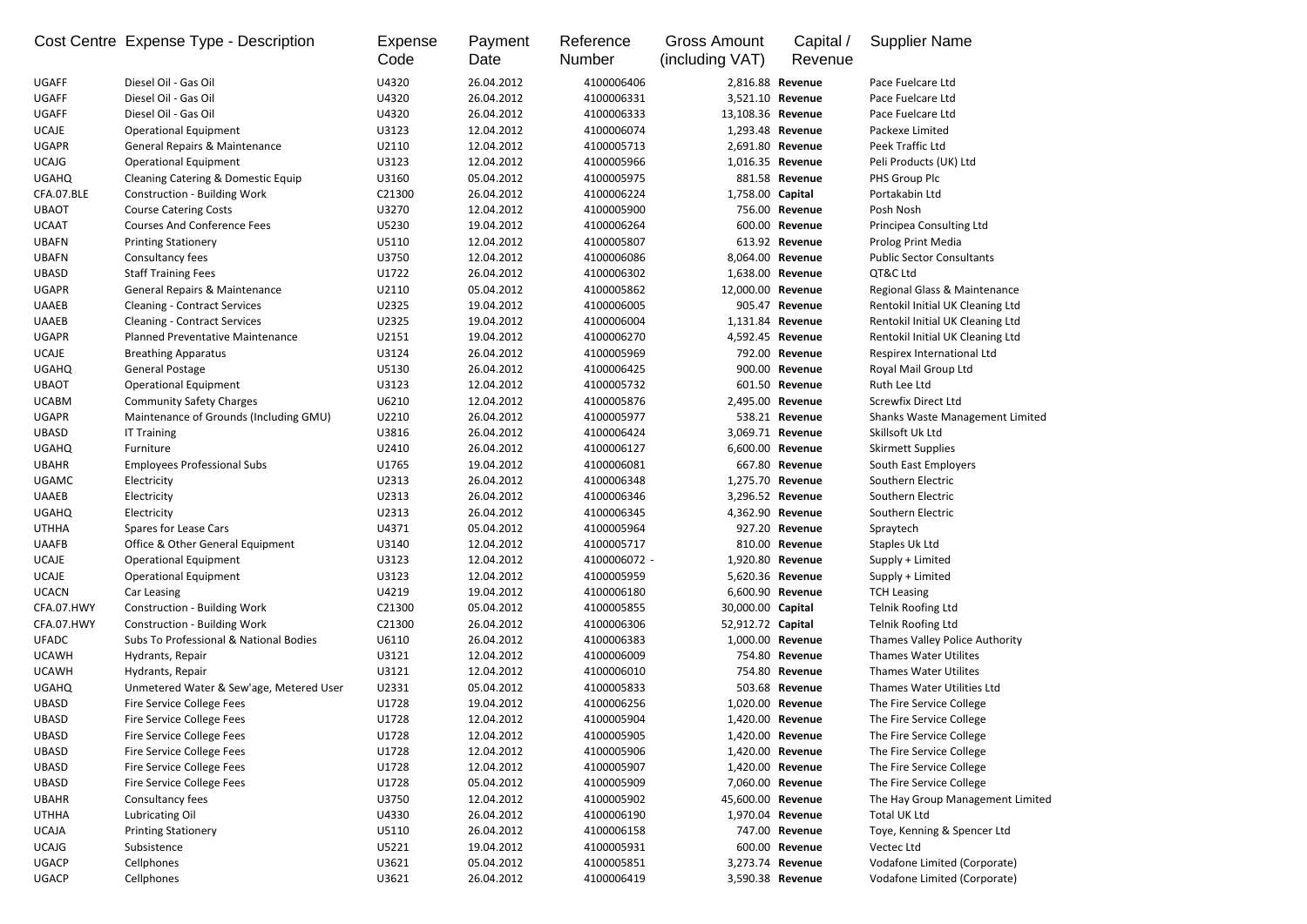| Cost Centre | Expense Type - Description | Expense Code | Payment Date | Reference Number | Gross Amount (including VAT) | Capital / Revenue | Supplier Name |
|---|---|---|---|---|---|---|---|
| UGAFF | Diesel Oil - Gas Oil | U4320 | 26.04.2012 | 4100006406 | 2,816.88 | **Revenue** | Pace Fuelcare Ltd |
| UGAFF | Diesel Oil - Gas Oil | U4320 | 26.04.2012 | 4100006331 | 3,521.10 | **Revenue** | Pace Fuelcare Ltd |
| UGAFF | Diesel Oil - Gas Oil | U4320 | 26.04.2012 | 4100006333 | 13,108.36 | **Revenue** | Pace Fuelcare Ltd |
| UCAJE | Operational Equipment | U3123 | 12.04.2012 | 4100006074 | 1,293.48 | **Revenue** | Packexe Limited |
| UGAPR | General Repairs & Maintenance | U2110 | 12.04.2012 | 4100005713 | 2,691.80 | **Revenue** | Peek Traffic Ltd |
| UCAJG | Operational Equipment | U3123 | 12.04.2012 | 4100005966 | 1,016.35 | **Revenue** | Peli Products (UK) Ltd |
| UGAHQ | Cleaning Catering & Domestic Equip | U3160 | 05.04.2012 | 4100005975 | 881.58 | **Revenue** | PHS Group Plc |
| CFA.07.BLE | Construction - Building Work | C21300 | 26.04.2012 | 4100006224 | 1,758.00 | **Capital** | Portakabin Ltd |
| UBAOT | Course Catering Costs | U3270 | 12.04.2012 | 4100005900 | 756.00 | **Revenue** | Posh Nosh |
| UCAAT | Courses And Conference Fees | U5230 | 19.04.2012 | 4100006264 | 600.00 | **Revenue** | Principea Consulting Ltd |
| UBAFN | Printing Stationery | U5110 | 12.04.2012 | 4100005807 | 613.92 | **Revenue** | Prolog Print Media |
| UBAFN | Consultancy fees | U3750 | 12.04.2012 | 4100006086 | 8,064.00 | **Revenue** | Public Sector Consultants |
| UBASD | Staff Training Fees | U1722 | 26.04.2012 | 4100006302 | 1,638.00 | **Revenue** | QT&C Ltd |
| UGAPR | General Repairs & Maintenance | U2110 | 05.04.2012 | 4100005862 | 12,000.00 | **Revenue** | Regional Glass & Maintenance |
| UAAEB | Cleaning - Contract Services | U2325 | 19.04.2012 | 4100006005 | 905.47 | **Revenue** | Rentokil Initial UK Cleaning Ltd |
| UAAEB | Cleaning - Contract Services | U2325 | 19.04.2012 | 4100006004 | 1,131.84 | **Revenue** | Rentokil Initial UK Cleaning Ltd |
| UGAPR | Planned Preventative Maintenance | U2151 | 19.04.2012 | 4100006270 | 4,592.45 | **Revenue** | Rentokil Initial UK Cleaning Ltd |
| UCAJE | Breathing Apparatus | U3124 | 26.04.2012 | 4100005969 | 792.00 | **Revenue** | Respirex International Ltd |
| UGAHQ | General Postage | U5130 | 26.04.2012 | 4100006425 | 900.00 | **Revenue** | Royal Mail Group Ltd |
| UBAOT | Operational Equipment | U3123 | 12.04.2012 | 4100005732 | 601.50 | **Revenue** | Ruth Lee Ltd |
| UCABM | Community Safety Charges | U6210 | 12.04.2012 | 4100005876 | 2,495.00 | **Revenue** | Screwfix Direct Ltd |
| UGAPR | Maintenance of Grounds (Including GMU) | U2210 | 26.04.2012 | 4100005977 | 538.21 | **Revenue** | Shanks Waste Management Limited |
| UBASD | IT Training | U3816 | 26.04.2012 | 4100006424 | 3,069.71 | **Revenue** | Skillsoft Uk Ltd |
| UGAHQ | Furniture | U2410 | 26.04.2012 | 4100006127 | 6,600.00 | **Revenue** | Skirmett Supplies |
| UBAHR | Employees Professional Subs | U1765 | 19.04.2012 | 4100006081 | 667.80 | **Revenue** | South East Employers |
| UGAMC | Electricity | U2313 | 26.04.2012 | 4100006348 | 1,275.70 | **Revenue** | Southern Electric |
| UAAEB | Electricity | U2313 | 26.04.2012 | 4100006346 | 3,296.52 | **Revenue** | Southern Electric |
| UGAHQ | Electricity | U2313 | 26.04.2012 | 4100006345 | 4,362.90 | **Revenue** | Southern Electric |
| UTHHA | Spares for Lease Cars | U4371 | 05.04.2012 | 4100005964 | 927.20 | **Revenue** | Spraytech |
| UAAFB | Office & Other General Equipment | U3140 | 12.04.2012 | 4100005717 | 810.00 | **Revenue** | Staples Uk Ltd |
| UCAJE | Operational Equipment | U3123 | 12.04.2012 | 4100006072 - | 1,920.80 | **Revenue** | Supply + Limited |
| UCAJE | Operational Equipment | U3123 | 12.04.2012 | 4100005959 | 5,620.36 | **Revenue** | Supply + Limited |
| UCACN | Car Leasing | U4219 | 19.04.2012 | 4100006180 | 6,600.90 | **Revenue** | TCH Leasing |
| CFA.07.HWY | Construction - Building Work | C21300 | 05.04.2012 | 4100005855 | 30,000.00 | **Capital** | Telnik Roofing Ltd |
| CFA.07.HWY | Construction - Building Work | C21300 | 26.04.2012 | 4100006306 | 52,912.72 | **Capital** | Telnik Roofing Ltd |
| UFADC | Subs To Professional & National Bodies | U6110 | 26.04.2012 | 4100006383 | 1,000.00 | **Revenue** | Thames Valley Police Authority |
| UCAWH | Hydrants, Repair | U3121 | 12.04.2012 | 4100006009 | 754.80 | **Revenue** | Thames Water Utilites |
| UCAWH | Hydrants, Repair | U3121 | 12.04.2012 | 4100006010 | 754.80 | **Revenue** | Thames Water Utilites |
| UGAHQ | Unmetered Water & Sew'age, Metered User | U2331 | 05.04.2012 | 4100005833 | 503.68 | **Revenue** | Thames Water Utilities Ltd |
| UBASD | Fire Service College Fees | U1728 | 19.04.2012 | 4100006256 | 1,020.00 | **Revenue** | The Fire Service College |
| UBASD | Fire Service College Fees | U1728 | 12.04.2012 | 4100005904 | 1,420.00 | **Revenue** | The Fire Service College |
| UBASD | Fire Service College Fees | U1728 | 12.04.2012 | 4100005905 | 1,420.00 | **Revenue** | The Fire Service College |
| UBASD | Fire Service College Fees | U1728 | 12.04.2012 | 4100005906 | 1,420.00 | **Revenue** | The Fire Service College |
| UBASD | Fire Service College Fees | U1728 | 12.04.2012 | 4100005907 | 1,420.00 | **Revenue** | The Fire Service College |
| UBASD | Fire Service College Fees | U1728 | 05.04.2012 | 4100005909 | 7,060.00 | **Revenue** | The Fire Service College |
| UBAHR | Consultancy fees | U3750 | 12.04.2012 | 4100005902 | 45,600.00 | **Revenue** | The Hay Group Management Limited |
| UTHHA | Lubricating Oil | U4330 | 26.04.2012 | 4100006190 | 1,970.04 | **Revenue** | Total UK Ltd |
| UCAJA | Printing Stationery | U5110 | 26.04.2012 | 4100006158 | 747.00 | **Revenue** | Toye, Kenning & Spencer Ltd |
| UCAJG | Subsistence | U5221 | 19.04.2012 | 4100005931 | 600.00 | **Revenue** | Vectec Ltd |
| UGACP | Cellphones | U3621 | 05.04.2012 | 4100005851 | 3,273.74 | **Revenue** | Vodafone Limited (Corporate) |
| UGACP | Cellphones | U3621 | 26.04.2012 | 4100006419 | 3,590.38 | **Revenue** | Vodafone Limited (Corporate) |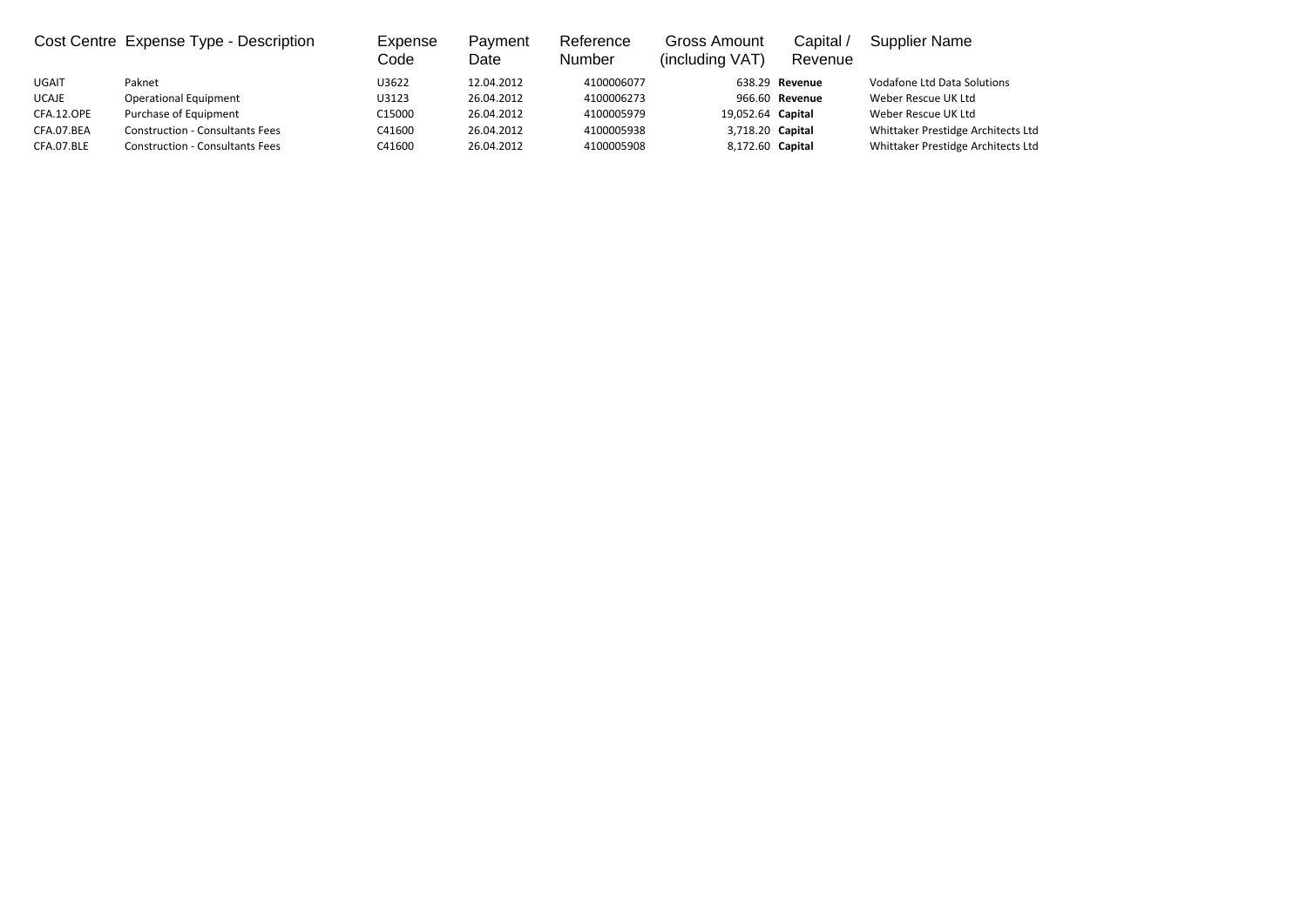| Cost Centre | Expense Type - Description | Expense Code | Payment Date | Reference Number | Gross Amount (including VAT) | Capital / Revenue | Supplier Name |
|---|---|---|---|---|---|---|---|
| UGAIT | Paknet | U3622 | 12.04.2012 | 4100006077 | 638.29 | **Revenue** | Vodafone Ltd Data Solutions |
| UCAJE | Operational Equipment | U3123 | 26.04.2012 | 4100006273 | 966.60 | **Revenue** | Weber Rescue UK Ltd |
| CFA.12.OPE | Purchase of Equipment | C15000 | 26.04.2012 | 4100005979 | 19,052.64 | **Capital** | Weber Rescue UK Ltd |
| CFA.07.BEA | Construction - Consultants Fees | C41600 | 26.04.2012 | 4100005938 | 3,718.20 | **Capital** | Whittaker Prestidge Architects Ltd |
| CFA.07.BLE | Construction - Consultants Fees | C41600 | 26.04.2012 | 4100005908 | 8,172.60 | **Capital** | Whittaker Prestidge Architects Ltd |